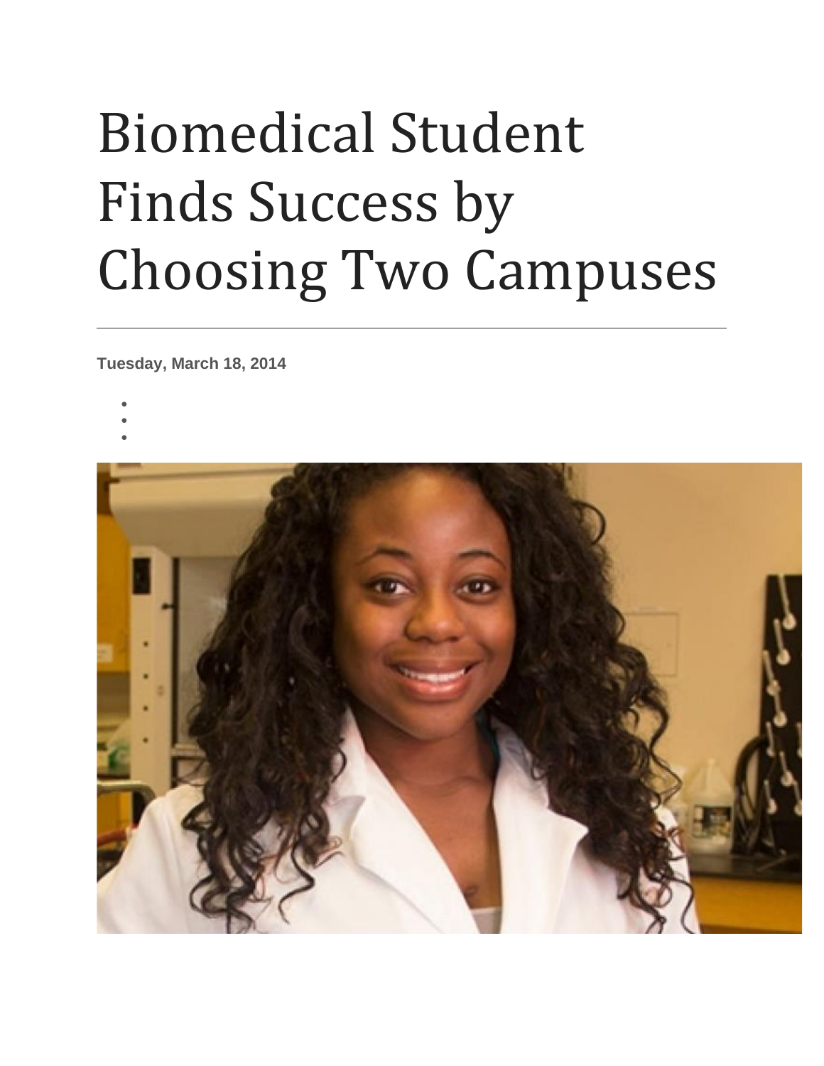# Biomedical Student Finds Success by Choosing Two Campuses

**Tuesday, March 18, 2014**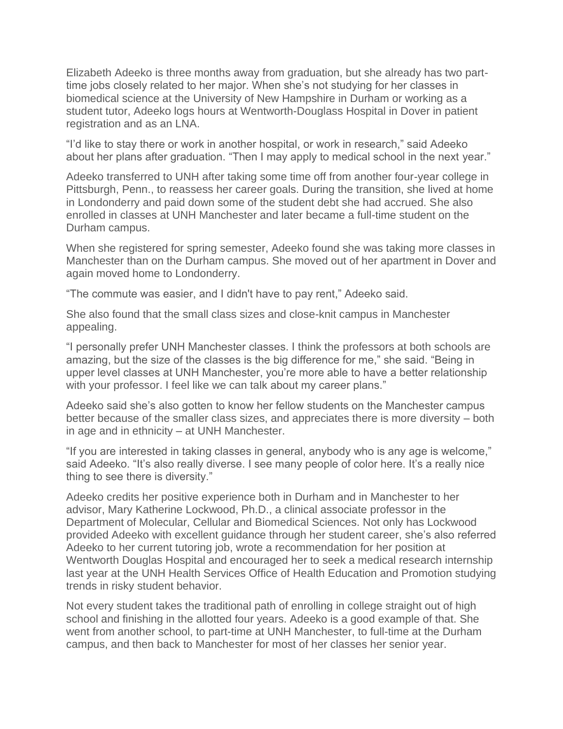Elizabeth Adeeko is three months away from graduation, but she already has two part-time jobs closely related to her major. When she's not studying for her classes in biomedical science at the University of New Hampshire in Durham or working as a student tutor, Adeeko logs hours at Wentworth-Douglass Hospital in Dover in patient registration and as an LNA.

"I'd like to stay there or work in another hospital, or work in research," said Adeeko about her plans after graduation. "Then I may apply to medical school in the next year."

Adeeko transferred to UNH after taking some time off from another four-year college in Pittsburgh, Penn., to reassess her career goals. During the transition, she lived at home in Londonderry and paid down some of the student debt she had accrued. She also enrolled in classes at UNH Manchester and later became a full-time student on the Durham campus.

When she registered for spring semester, Adeeko found she was taking more classes in Manchester than on the Durham campus. She moved out of her apartment in Dover and again moved home to Londonderry.

"The commute was easier, and I didn't have to pay rent," Adeeko said.

She also found that the small class sizes and close-knit campus in Manchester appealing.

"I personally prefer UNH Manchester classes. I think the professors at both schools are amazing, but the size of the classes is the big difference for me," she said. "Being in upper level classes at UNH Manchester, you're more able to have a better relationship with your professor. I feel like we can talk about my career plans."

Adeeko said she's also gotten to know her fellow students on the Manchester campus better because of the smaller class sizes, and appreciates there is more diversity – both in age and in ethnicity – at UNH Manchester.

"If you are interested in taking classes in general, anybody who is any age is welcome," said Adeeko. "It's also really diverse. I see many people of color here. It's a really nice thing to see there is diversity."

Adeeko credits her positive experience both in Durham and in Manchester to her advisor, Mary Katherine Lockwood, Ph.D., a clinical associate professor in the Department of Molecular, Cellular and Biomedical Sciences. Not only has Lockwood provided Adeeko with excellent guidance through her student career, she's also referred Adeeko to her current tutoring job, wrote a recommendation for her position at Wentworth Douglas Hospital and encouraged her to seek a medical research internship last year at the UNH Health Services Office of Health Education and Promotion studying trends in risky student behavior.

Not every student takes the traditional path of enrolling in college straight out of high school and finishing in the allotted four years. Adeeko is a good example of that. She went from another school, to part-time at UNH Manchester, to full-time at the Durham campus, and then back to Manchester for most of her classes her senior year.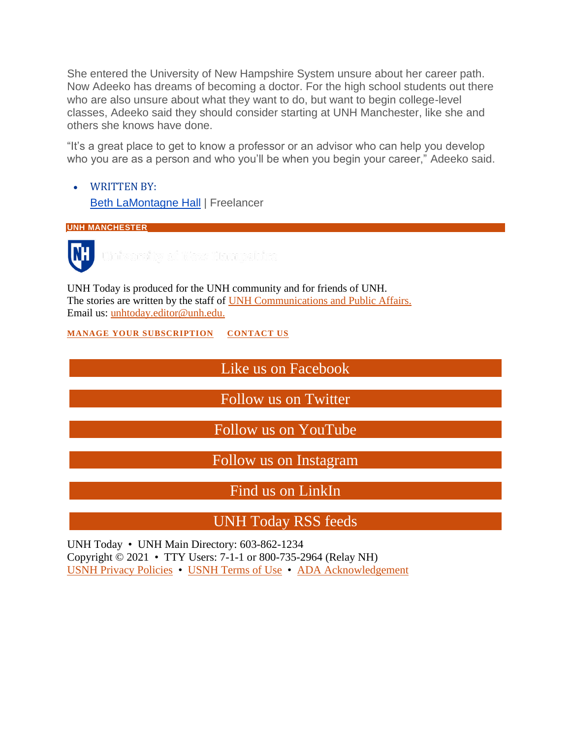She entered the University of New Hampshire System unsure about her career path. Now Adeeko has dreams of becoming a doctor. For the high school students out there who are also unsure about what they want to do, but want to begin college-level classes, Adeeko said they should consider starting at UNH Manchester, like she and others she knows have done.

“It’s a great place to get to know a professor or an advisor who can help you develop who you are as a person and who you’ll be when you begin your career,” Adeeko said.

- WRITTEN BY:
  Beth LaMontagne Hall | Freelancer

**UNH MANCHESTER**

UNH Today is produced for the UNH community and for friends of UNH.
The stories are written by the staff of UNH Communications and Public Affairs.
Email us: unhtoday.editor@unh.edu.

**MANAGE YOUR SUBSCRIPTION** **CONTACT US**

Like us on Facebook

Follow us on Twitter

Follow us on YouTube

Follow us on Instagram

Find us on LinkIn

UNH Today RSS feeds

UNH Today • UNH Main Directory: 603-862-1234
Copyright © 2021 • TTY Users: 7-1-1 or 800-735-2964 (Relay NH)
USNH Privacy Policies • USNH Terms of Use • ADA Acknowledgement